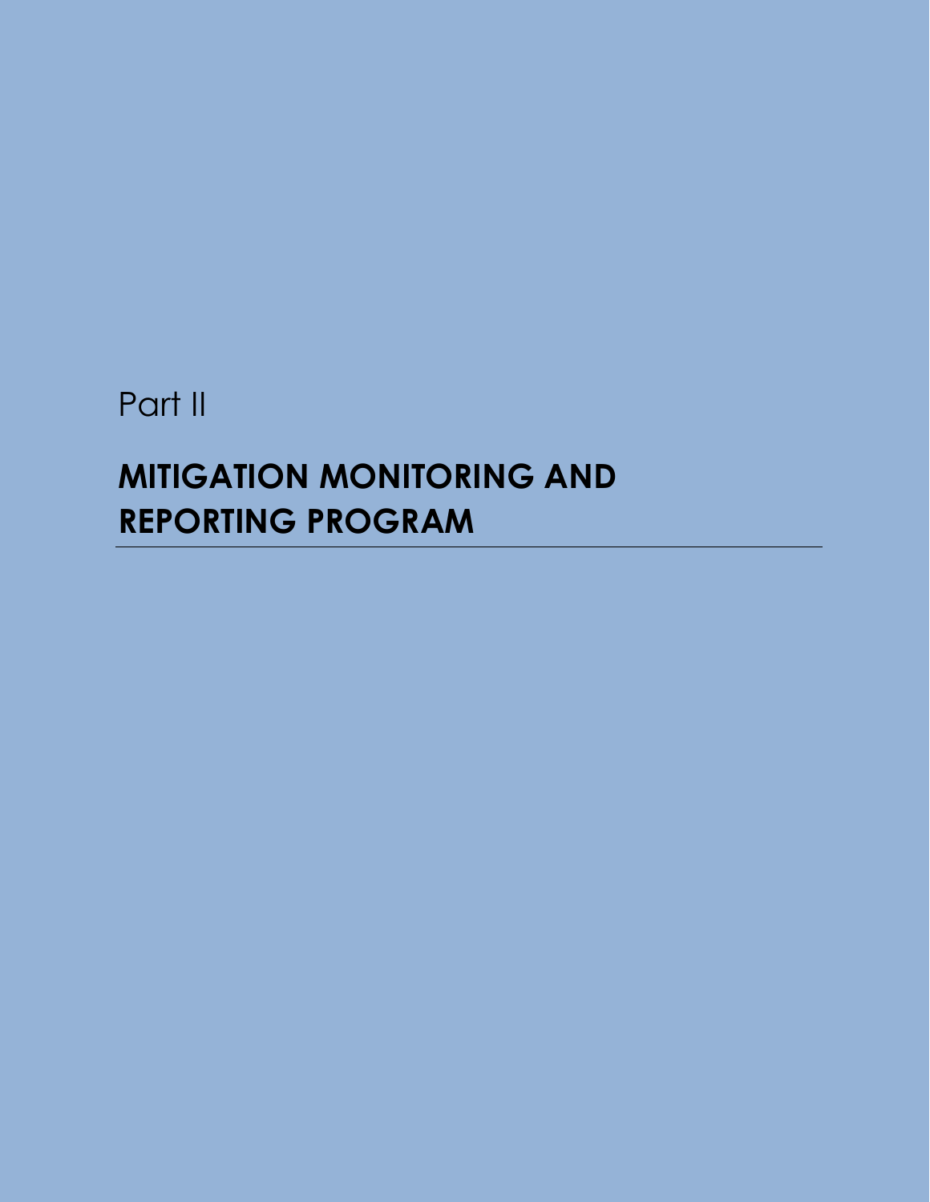Part II

# MITIGATION MONITORING AND REPORTING PROGRAM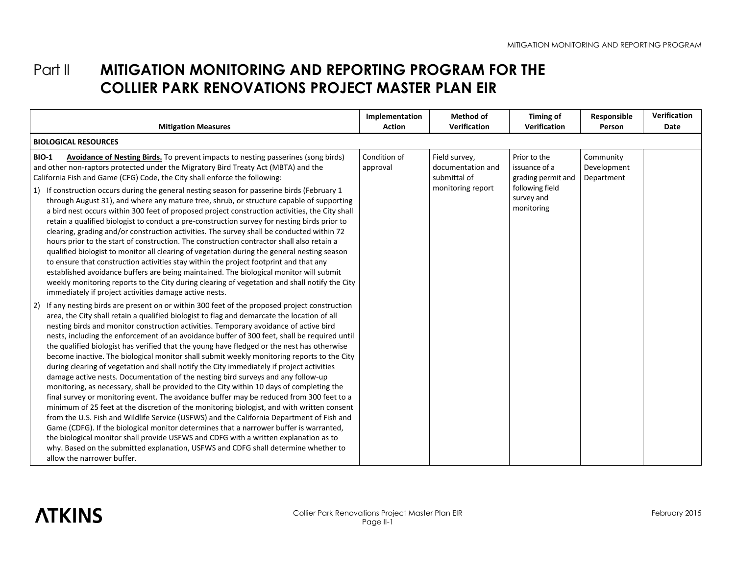# Part II MITIGATION MONITORING AND REPORTING PROGRAM FOR THE COLLIER PARK RENOVATIONS PROJECT MASTER PLAN EIR

| Mitigation Measures | Implementation Action | Method of Verification | Timing of Verification | Responsible Person | Verification Date |
|---|---|---|---|---|---|
| **BIOLOGICAL RESOURCES** | | | | | |
| **BIO-1** **Avoidance of Nesting Birds.** To prevent impacts to nesting passerines (song birds) and other non-raptors protected under the Migratory Bird Treaty Act (MBTA) and the California Fish and Game (CFG) Code, the City shall enforce the following:<br>1) If construction occurs during the general nesting season for passerine birds (February 1 through August 31), and where any mature tree, shrub, or structure capable of supporting a bird nest occurs within 300 feet of proposed project construction activities, the City shall retain a qualified biologist to conduct a pre-construction survey for nesting birds prior to clearing, grading and/or construction activities. The survey shall be conducted within 72 hours prior to the start of construction. The construction contractor shall also retain a qualified biologist to monitor all clearing of vegetation during the general nesting season to ensure that construction activities stay within the project footprint and that any established avoidance buffers are being maintained. The biological monitor will submit weekly monitoring reports to the City during clearing of vegetation and shall notify the City immediately if project activities damage active nests.<br>2) If any nesting birds are present on or within 300 feet of the proposed project construction area, the City shall retain a qualified biologist to flag and demarcate the location of all nesting birds and monitor construction activities. Temporary avoidance of active bird nests, including the enforcement of an avoidance buffer of 300 feet, shall be required until the qualified biologist has verified that the young have fledged or the nest has otherwise become inactive. The biological monitor shall submit weekly monitoring reports to the City during clearing of vegetation and shall notify the City immediately if project activities damage active nests. Documentation of the nesting bird surveys and any follow-up monitoring, as necessary, shall be provided to the City within 10 days of completing the final survey or monitoring event. The avoidance buffer may be reduced from 300 feet to a minimum of 25 feet at the discretion of the monitoring biologist, and with written consent from the U.S. Fish and Wildlife Service (USFWS) and the California Department of Fish and Game (CDFG). If the biological monitor determines that a narrower buffer is warranted, the biological monitor shall provide USFWS and CDFG with a written explanation as to why. Based on the submitted explanation, USFWS and CDFG shall determine whether to allow the narrower buffer. | Condition of approval | Field survey, documentation and submittal of monitoring report | Prior to the issuance of a grading permit and following field survey and monitoring | Community Development Department | |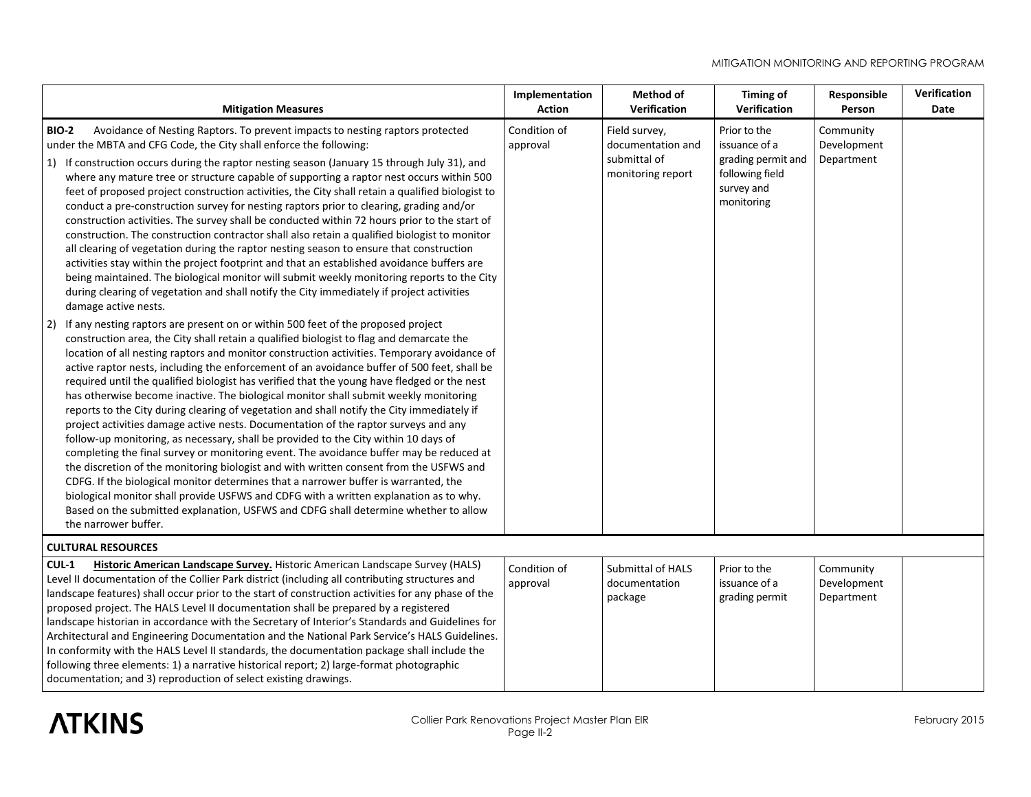| Mitigation Measures | Implementation Action | Method of Verification | Timing of Verification | Responsible Person | Verification Date |
|---|---|---|---|---|---|
| **BIO-2** Avoidance of Nesting Raptors. To prevent impacts to nesting raptors protected under the MBTA and CFG Code, the City shall enforce the following:<br>1) If construction occurs during the raptor nesting season (January 15 through July 31), and where any mature tree or structure capable of supporting a raptor nest occurs within 500 feet of proposed project construction activities, the City shall retain a qualified biologist to conduct a pre-construction survey for nesting raptors prior to clearing, grading and/or construction activities. The survey shall be conducted within 72 hours prior to the start of construction. The construction contractor shall also retain a qualified biologist to monitor all clearing of vegetation during the raptor nesting season to ensure that construction activities stay within the project footprint and that an established avoidance buffers are being maintained. The biological monitor will submit weekly monitoring reports to the City during clearing of vegetation and shall notify the City immediately if project activities damage active nests.<br>2) If any nesting raptors are present on or within 500 feet of the proposed project construction area, the City shall retain a qualified biologist to flag and demarcate the location of all nesting raptors and monitor construction activities. Temporary avoidance of active raptor nests, including the enforcement of an avoidance buffer of 500 feet, shall be required until the qualified biologist has verified that the young have fledged or the nest has otherwise become inactive. The biological monitor shall submit weekly monitoring reports to the City during clearing of vegetation and shall notify the City immediately if project activities damage active nests. Documentation of the raptor surveys and any follow-up monitoring, as necessary, shall be provided to the City within 10 days of completing the final survey or monitoring event. The avoidance buffer may be reduced at the discretion of the monitoring biologist and with written consent from the USFWS and CDFG. If the biological monitor determines that a narrower buffer is warranted, the biological monitor shall provide USFWS and CDFG with a written explanation as to why. Based on the submitted explanation, USFWS and CDFG shall determine whether to allow the narrower buffer. | Condition of approval | Field survey, documentation and submittal of monitoring report | Prior to the issuance of a grading permit and following field survey and monitoring | Community Development Department | |
| **CULTURAL RESOURCES** | | | | | |
| **CUL-1** **Historic American Landscape Survey.** Historic American Landscape Survey (HALS) Level II documentation of the Collier Park district (including all contributing structures and landscape features) shall occur prior to the start of construction activities for any phase of the proposed project. The HALS Level II documentation shall be prepared by a registered landscape historian in accordance with the Secretary of Interior's Standards and Guidelines for Architectural and Engineering Documentation and the National Park Service's HALS Guidelines. In conformity with the HALS Level II standards, the documentation package shall include the following three elements: 1) a narrative historical report; 2) large-format photographic documentation; and 3) reproduction of select existing drawings. | Condition of approval | Submittal of HALS documentation package | Prior to the issuance of a grading permit | Community Development Department | |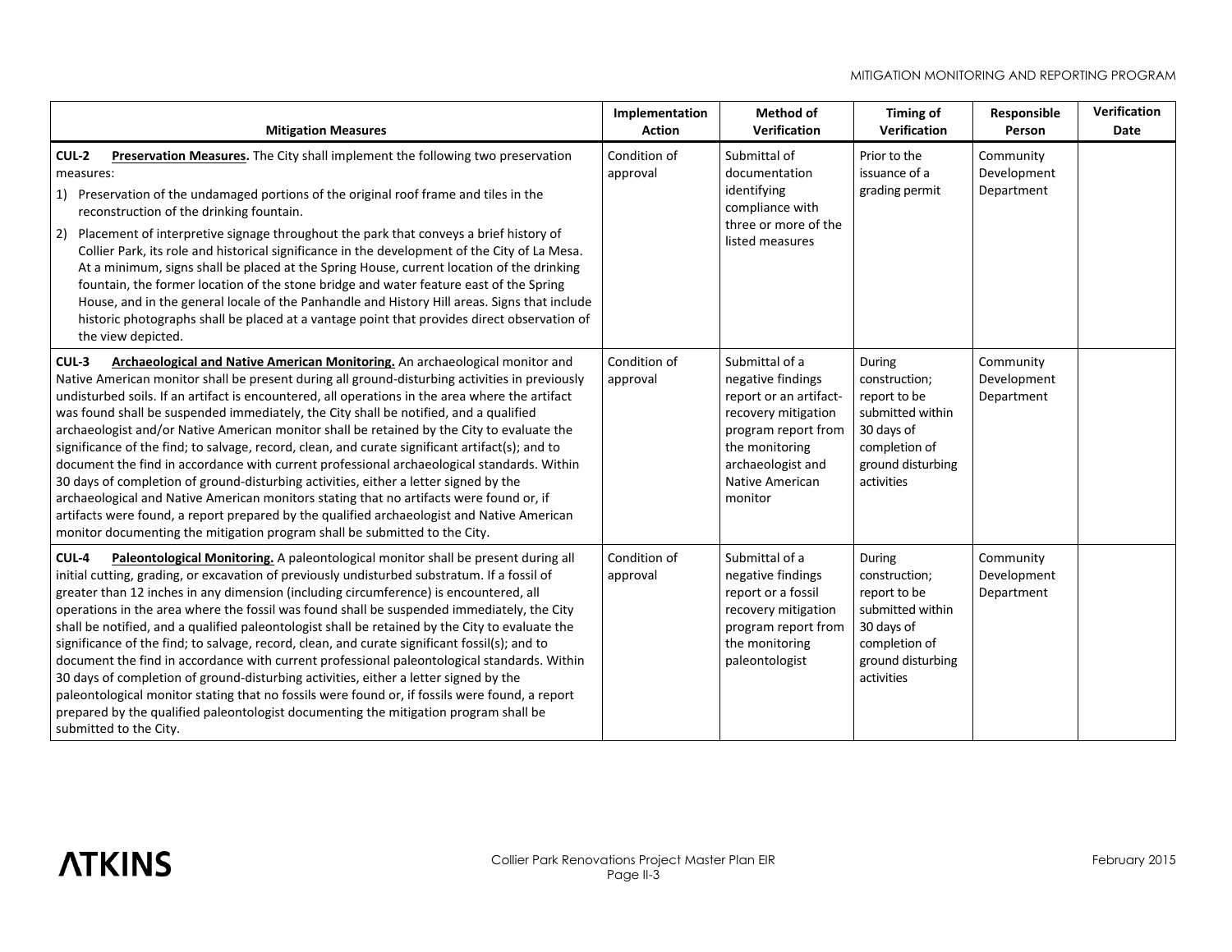| Mitigation Measures | Implementation Action | Method of Verification | Timing of Verification | Responsible Person | Verification Date |
|---|---|---|---|---|---|
| **CUL-2** **Preservation Measures.** The City shall implement the following two preservation measures:<br>1) Preservation of the undamaged portions of the original roof frame and tiles in the reconstruction of the drinking fountain.<br>2) Placement of interpretive signage throughout the park that conveys a brief history of Collier Park, its role and historical significance in the development of the City of La Mesa. At a minimum, signs shall be placed at the Spring House, current location of the drinking fountain, the former location of the stone bridge and water feature east of the Spring House, and in the general locale of the Panhandle and History Hill areas. Signs that include historic photographs shall be placed at a vantage point that provides direct observation of the view depicted. | Condition of approval | Submittal of documentation identifying compliance with three or more of the listed measures | Prior to the issuance of a grading permit | Community Development Department | |
| **CUL-3** **Archaeological and Native American Monitoring.** An archaeological monitor and Native American monitor shall be present during all ground-disturbing activities in previously undisturbed soils. If an artifact is encountered, all operations in the area where the artifact was found shall be suspended immediately, the City shall be notified, and a qualified archaeologist and/or Native American monitor shall be retained by the City to evaluate the significance of the find; to salvage, record, clean, and curate significant artifact(s); and to document the find in accordance with current professional archaeological standards. Within 30 days of completion of ground-disturbing activities, either a letter signed by the archaeological and Native American monitors stating that no artifacts were found or, if artifacts were found, a report prepared by the qualified archaeologist and Native American monitor documenting the mitigation program shall be submitted to the City. | Condition of approval | Submittal of a negative findings report or an artifact-recovery mitigation program report from the monitoring archaeologist and Native American monitor | During construction; report to be submitted within 30 days of completion of ground disturbing activities | Community Development Department | |
| **CUL-4** **Paleontological Monitoring.** A paleontological monitor shall be present during all initial cutting, grading, or excavation of previously undisturbed substratum. If a fossil of greater than 12 inches in any dimension (including circumference) is encountered, all operations in the area where the fossil was found shall be suspended immediately, the City shall be notified, and a qualified paleontologist shall be retained by the City to evaluate the significance of the find; to salvage, record, clean, and curate significant fossil(s); and to document the find in accordance with current professional paleontological standards. Within 30 days of completion of ground-disturbing activities, either a letter signed by the paleontological monitor stating that no fossils were found or, if fossils were found, a report prepared by the qualified paleontologist documenting the mitigation program shall be submitted to the City. | Condition of approval | Submittal of a negative findings report or a fossil recovery mitigation program report from the monitoring paleontologist | During construction; report to be submitted within 30 days of completion of ground disturbing activities | Community Development Department | |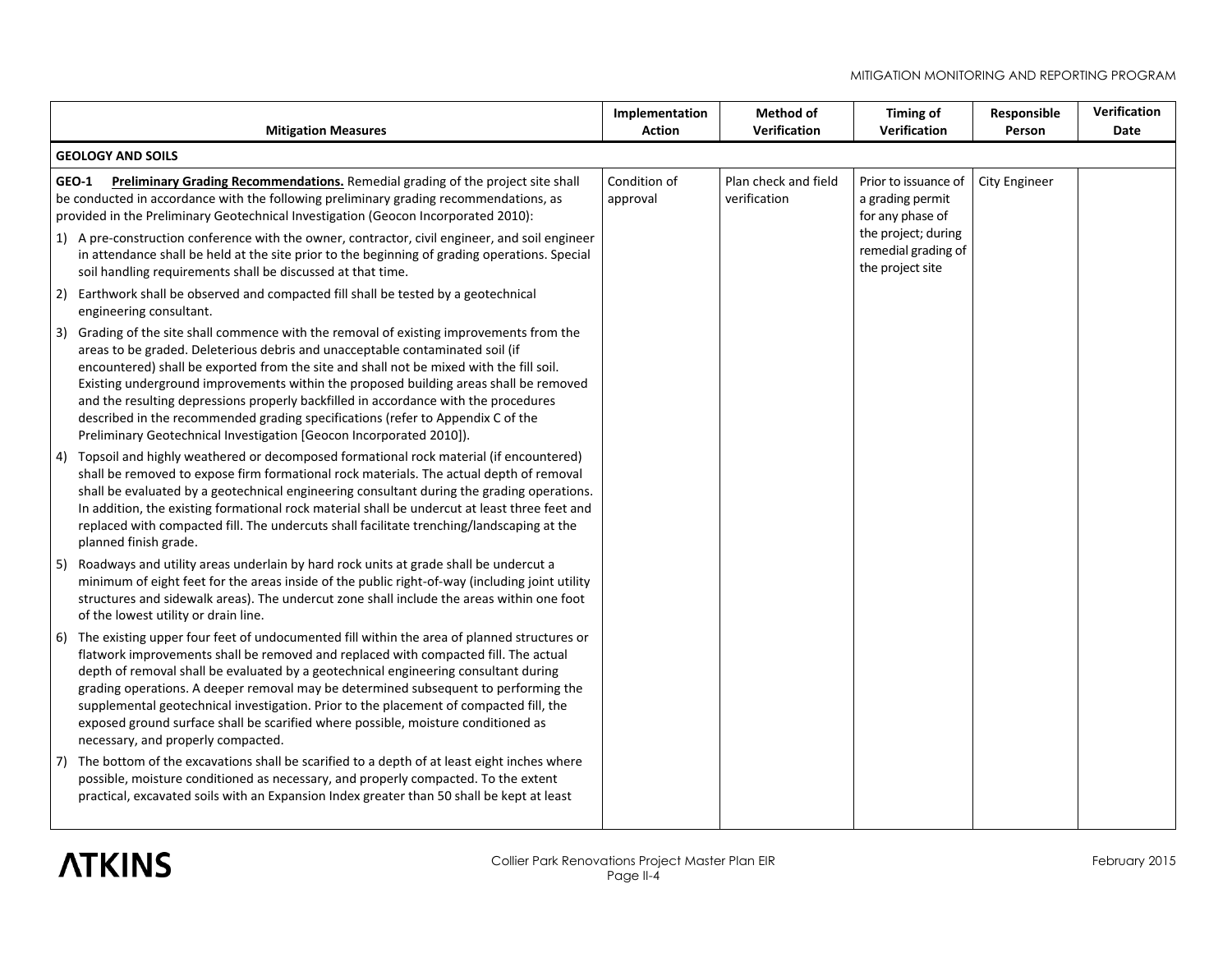| Mitigation Measures | Implementation Action | Method of Verification | Timing of Verification | Responsible Person | Verification Date |
|---|---|---|---|---|---|
| **GEOLOGY AND SOILS** | | | | | |
| **GEO-1 Preliminary Grading Recommendations.** Remedial grading of the project site shall be conducted in accordance with the following preliminary grading recommendations, as provided in the Preliminary Geotechnical Investigation (Geocon Incorporated 2010):<br>1) A pre-construction conference with the owner, contractor, civil engineer, and soil engineer in attendance shall be held at the site prior to the beginning of grading operations. Special soil handling requirements shall be discussed at that time.<br>2) Earthwork shall be observed and compacted fill shall be tested by a geotechnical engineering consultant.<br>3) Grading of the site shall commence with the removal of existing improvements from the areas to be graded. Deleterious debris and unacceptable contaminated soil (if encountered) shall be exported from the site and shall not be mixed with the fill soil. Existing underground improvements within the proposed building areas shall be removed and the resulting depressions properly backfilled in accordance with the procedures described in the recommended grading specifications (refer to Appendix C of the Preliminary Geotechnical Investigation [Geocon Incorporated 2010]).<br>4) Topsoil and highly weathered or decomposed formational rock material (if encountered) shall be removed to expose firm formational rock materials. The actual depth of removal shall be evaluated by a geotechnical engineering consultant during the grading operations. In addition, the existing formational rock material shall be undercut at least three feet and replaced with compacted fill. The undercuts shall facilitate trenching/landscaping at the planned finish grade.<br>5) Roadways and utility areas underlain by hard rock units at grade shall be undercut a minimum of eight feet for the areas inside of the public right-of-way (including joint utility structures and sidewalk areas). The undercut zone shall include the areas within one foot of the lowest utility or drain line.<br>6) The existing upper four feet of undocumented fill within the area of planned structures or flatwork improvements shall be removed and replaced with compacted fill. The actual depth of removal shall be evaluated by a geotechnical engineering consultant during grading operations. A deeper removal may be determined subsequent to performing the supplemental geotechnical investigation. Prior to the placement of compacted fill, the exposed ground surface shall be scarified where possible, moisture conditioned as necessary, and properly compacted.<br>7) The bottom of the excavations shall be scarified to a depth of at least eight inches where possible, moisture conditioned as necessary, and properly compacted. To the extent practical, excavated soils with an Expansion Index greater than 50 shall be kept at least | Condition of approval | Plan check and field verification | Prior to issuance of a grading permit for any phase of the project; during remedial grading of the project site | City Engineer | |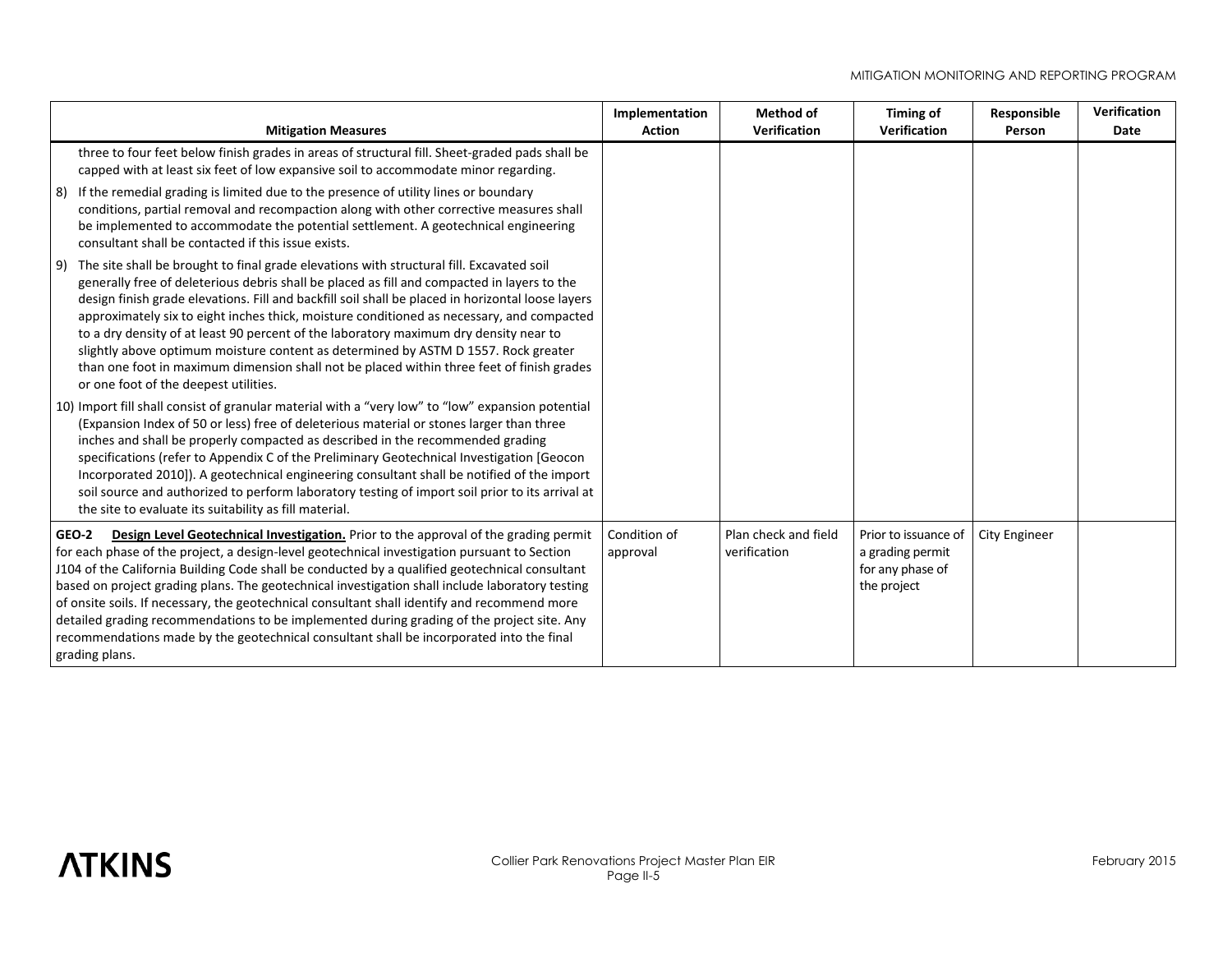| Mitigation Measures | Implementation Action | Method of Verification | Timing of Verification | Responsible Person | Verification Date |
|---|---|---|---|---|---|
| three to four feet below finish grades in areas of structural fill. Sheet-graded pads shall be capped with at least six feet of low expansive soil to accommodate minor regarding.<br><br>8) If the remedial grading is limited due to the presence of utility lines or boundary conditions, partial removal and recompaction along with other corrective measures shall be implemented to accommodate the potential settlement. A geotechnical engineering consultant shall be contacted if this issue exists.<br><br>9) The site shall be brought to final grade elevations with structural fill. Excavated soil generally free of deleterious debris shall be placed as fill and compacted in layers to the design finish grade elevations. Fill and backfill soil shall be placed in horizontal loose layers approximately six to eight inches thick, moisture conditioned as necessary, and compacted to a dry density of at least 90 percent of the laboratory maximum dry density near to slightly above optimum moisture content as determined by ASTM D 1557. Rock greater than one foot in maximum dimension shall not be placed within three feet of finish grades or one foot of the deepest utilities.<br><br>10) Import fill shall consist of granular material with a "very low" to "low" expansion potential (Expansion Index of 50 or less) free of deleterious material or stones larger than three inches and shall be properly compacted as described in the recommended grading specifications (refer to Appendix C of the Preliminary Geotechnical Investigation [Geocon Incorporated 2010]). A geotechnical engineering consultant shall be notified of the import soil source and authorized to perform laboratory testing of import soil prior to its arrival at the site to evaluate its suitability as fill material. | | | | | |
| **GEO-2** **Design Level Geotechnical Investigation.** Prior to the approval of the grading permit for each phase of the project, a design-level geotechnical investigation pursuant to Section J104 of the California Building Code shall be conducted by a qualified geotechnical consultant based on project grading plans. The geotechnical investigation shall include laboratory testing of onsite soils. If necessary, the geotechnical consultant shall identify and recommend more detailed grading recommendations to be implemented during grading of the project site. Any recommendations made by the geotechnical consultant shall be incorporated into the final grading plans. | Condition of approval | Plan check and field verification | Prior to issuance of a grading permit for any phase of the project | City Engineer | |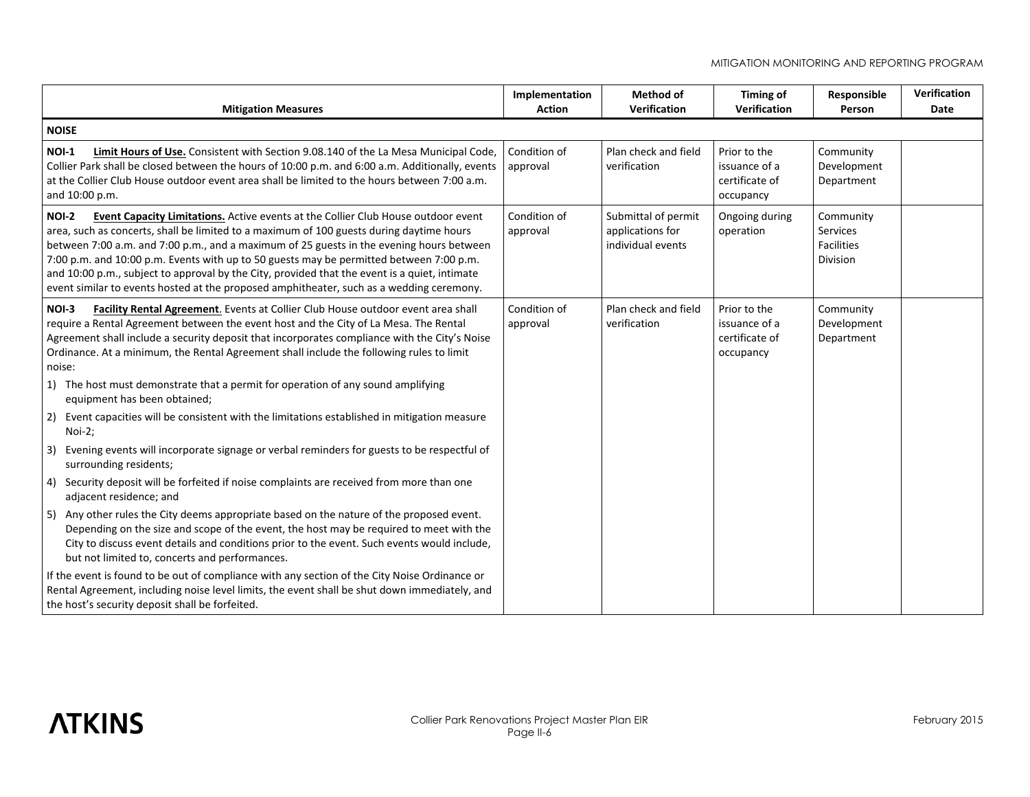| Mitigation Measures | Implementation Action | Method of Verification | Timing of Verification | Responsible Person | Verification Date |
|---|---|---|---|---|---|
| **NOISE** | | | | | |
| **NOI-1** **Limit Hours of Use.** Consistent with Section 9.08.140 of the La Mesa Municipal Code, Collier Park shall be closed between the hours of 10:00 p.m. and 6:00 a.m. Additionally, events at the Collier Club House outdoor event area shall be limited to the hours between 7:00 a.m. and 10:00 p.m. | Condition of approval | Plan check and field verification | Prior to the issuance of a certificate of occupancy | Community Development Department | |
| **NOI-2** **Event Capacity Limitations.** Active events at the Collier Club House outdoor event area, such as concerts, shall be limited to a maximum of 100 guests during daytime hours between 7:00 a.m. and 7:00 p.m., and a maximum of 25 guests in the evening hours between 7:00 p.m. and 10:00 p.m. Events with up to 50 guests may be permitted between 7:00 p.m. and 10:00 p.m., subject to approval by the City, provided that the event is a quiet, intimate event similar to events hosted at the proposed amphitheater, such as a wedding ceremony. | Condition of approval | Submittal of permit applications for individual events | Ongoing during operation | Community Services Facilities Division | |
| **NOI-3** **Facility Rental Agreement.** Events at Collier Club House outdoor event area shall require a Rental Agreement between the event host and the City of La Mesa. The Rental Agreement shall include a security deposit that incorporates compliance with the City's Noise Ordinance. At a minimum, the Rental Agreement shall include the following rules to limit noise:<br>1) The host must demonstrate that a permit for operation of any sound amplifying equipment has been obtained;<br>2) Event capacities will be consistent with the limitations established in mitigation measure Noi-2;<br>3) Evening events will incorporate signage or verbal reminders for guests to be respectful of surrounding residents;<br>4) Security deposit will be forfeited if noise complaints are received from more than one adjacent residence; and<br>5) Any other rules the City deems appropriate based on the nature of the proposed event. Depending on the size and scope of the event, the host may be required to meet with the City to discuss event details and conditions prior to the event. Such events would include, but not limited to, concerts and performances.<br>If the event is found to be out of compliance with any section of the City Noise Ordinance or Rental Agreement, including noise level limits, the event shall be shut down immediately, and the host's security deposit shall be forfeited. | Condition of approval | Plan check and field verification | Prior to the issuance of a certificate of occupancy | Community Development Department | |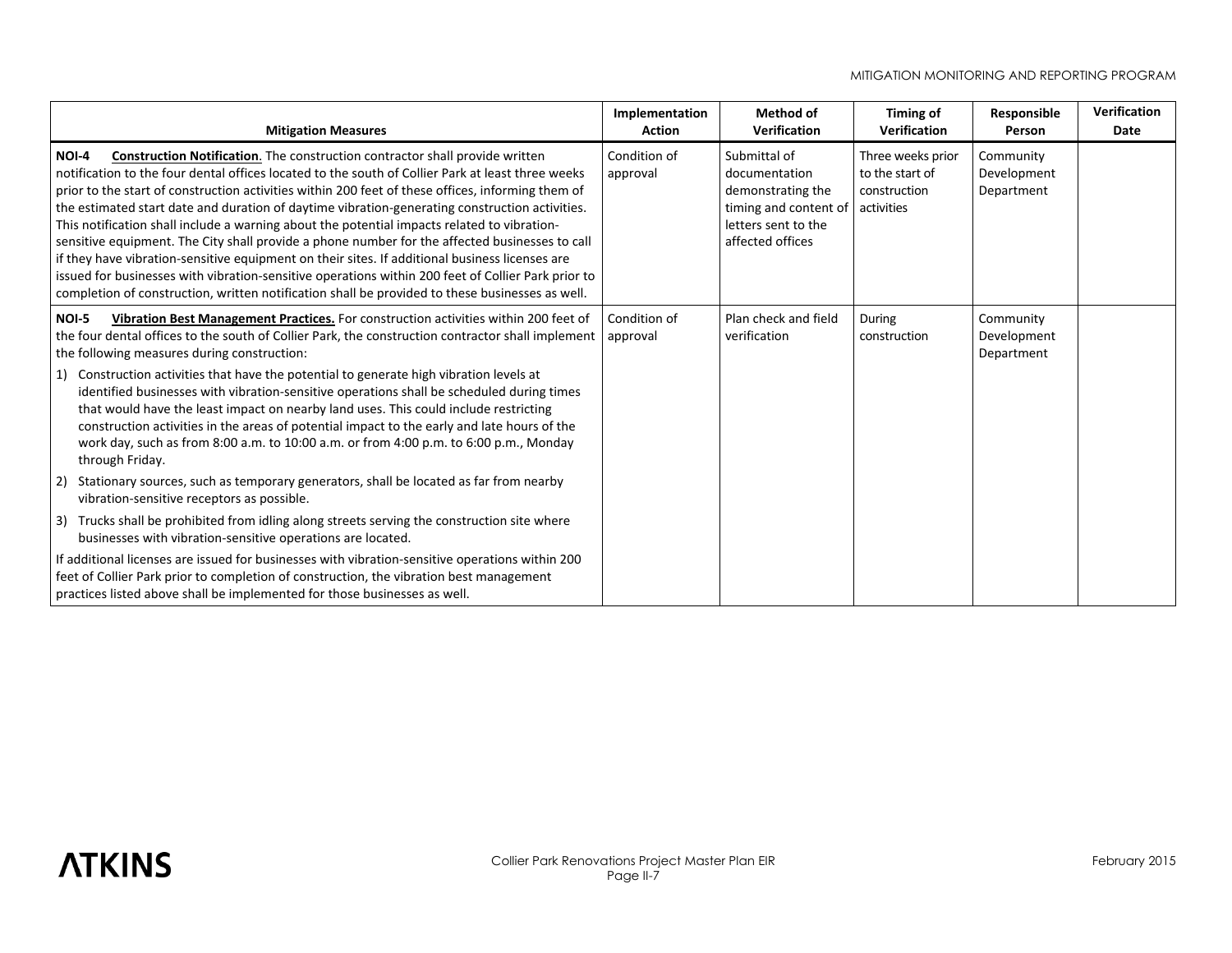| Mitigation Measures | Implementation Action | Method of Verification | Timing of Verification | Responsible Person | Verification Date |
|---|---|---|---|---|---|
| **NOI-4** **Construction Notification**. The construction contractor shall provide written notification to the four dental offices located to the south of Collier Park at least three weeks prior to the start of construction activities within 200 feet of these offices, informing them of the estimated start date and duration of daytime vibration-generating construction activities. This notification shall include a warning about the potential impacts related to vibration-sensitive equipment. The City shall provide a phone number for the affected businesses to call if they have vibration-sensitive equipment on their sites. If additional business licenses are issued for businesses with vibration-sensitive operations within 200 feet of Collier Park prior to completion of construction, written notification shall be provided to these businesses as well. | Condition of approval | Submittal of documentation demonstrating the timing and content of letters sent to the affected offices | Three weeks prior to the start of construction activities | Community Development Department | |
| **NOI-5** **Vibration Best Management Practices.** For construction activities within 200 feet of the four dental offices to the south of Collier Park, the construction contractor shall implement the following measures during construction:<br>1) Construction activities that have the potential to generate high vibration levels at identified businesses with vibration-sensitive operations shall be scheduled during times that would have the least impact on nearby land uses. This could include restricting construction activities in the areas of potential impact to the early and late hours of the work day, such as from 8:00 a.m. to 10:00 a.m. or from 4:00 p.m. to 6:00 p.m., Monday through Friday.<br>2) Stationary sources, such as temporary generators, shall be located as far from nearby vibration-sensitive receptors as possible.<br>3) Trucks shall be prohibited from idling along streets serving the construction site where businesses with vibration-sensitive operations are located.<br>If additional licenses are issued for businesses with vibration-sensitive operations within 200 feet of Collier Park prior to completion of construction, the vibration best management practices listed above shall be implemented for those businesses as well. | Condition of approval | Plan check and field verification | During construction | Community Development Department | |